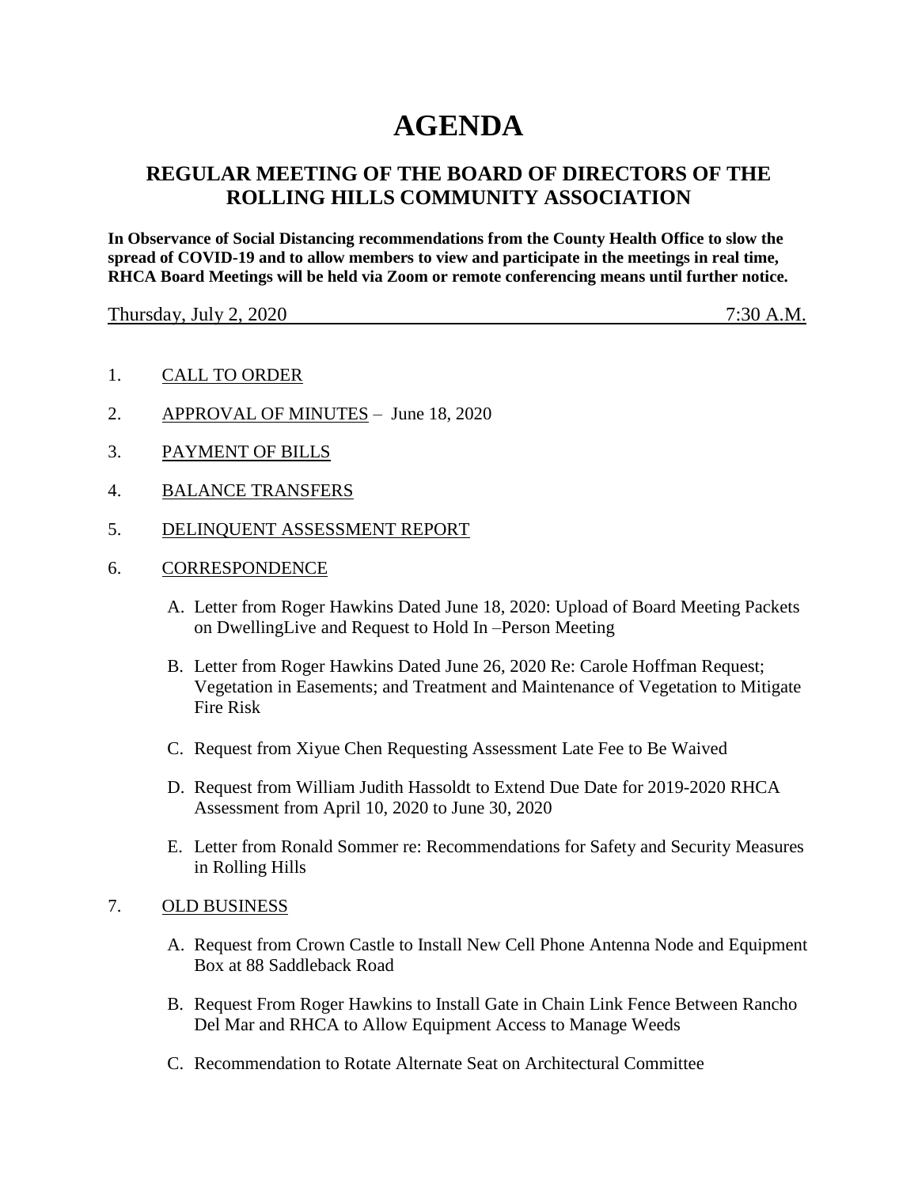# AGENDA

## REGULAR MEETING OF THE BOARD OF DIRECTORS OF THE ROLLING HILLS COMMUNITY ASSOCIATION

**In Observance of Social Distancing recommendations from the County Health Office to slow the spread of COVID-19 and to allow members to view and participate in the meetings in real time, RHCA Board Meetings will be held via Zoom or remote conferencing means until further notice.**

Thursday, July 2, 2020 7:30 A.M.

1. CALL TO ORDER

2. APPROVAL OF MINUTES – June 18, 2020

3. PAYMENT OF BILLS

4. BALANCE TRANSFERS

5. DELINQUENT ASSESSMENT REPORT

6. CORRESPONDENCE

   A. Letter from Roger Hawkins Dated June 18, 2020: Upload of Board Meeting Packets on DwellingLive and Request to Hold In –Person Meeting

   B. Letter from Roger Hawkins Dated June 26, 2020 Re: Carole Hoffman Request; Vegetation in Easements; and Treatment and Maintenance of Vegetation to Mitigate Fire Risk

   C. Request from Xiyue Chen Requesting Assessment Late Fee to Be Waived

   D. Request from William Judith Hassoldt to Extend Due Date for 2019-2020 RHCA Assessment from April 10, 2020 to June 30, 2020

   E. Letter from Ronald Sommer re: Recommendations for Safety and Security Measures in Rolling Hills

7. OLD BUSINESS

   A. Request from Crown Castle to Install New Cell Phone Antenna Node and Equipment Box at 88 Saddleback Road

   B. Request From Roger Hawkins to Install Gate in Chain Link Fence Between Rancho Del Mar and RHCA to Allow Equipment Access to Manage Weeds

   C. Recommendation to Rotate Alternate Seat on Architectural Committee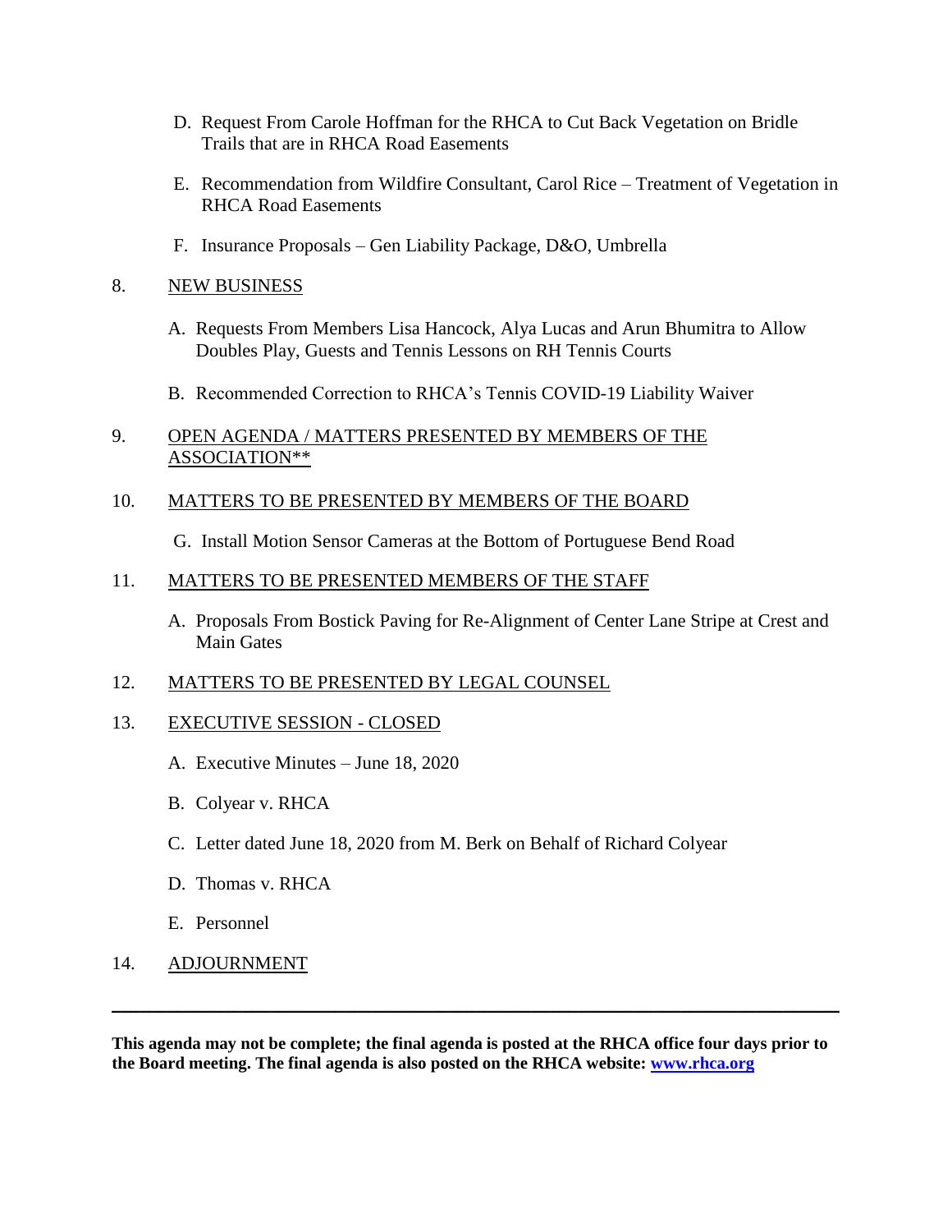D. Request From Carole Hoffman for the RHCA to Cut Back Vegetation on Bridle Trails that are in RHCA Road Easements

E. Recommendation from Wildfire Consultant, Carol Rice – Treatment of Vegetation in RHCA Road Easements

F. Insurance Proposals – Gen Liability Package, D&O, Umbrella

8. NEW BUSINESS

   A. Requests From Members Lisa Hancock, Alya Lucas and Arun Bhumitra to Allow Doubles Play, Guests and Tennis Lessons on RH Tennis Courts

   B. Recommended Correction to RHCA's Tennis COVID-19 Liability Waiver

9. OPEN AGENDA / MATTERS PRESENTED BY MEMBERS OF THE ASSOCIATION**

10. MATTERS TO BE PRESENTED BY MEMBERS OF THE BOARD

   G. Install Motion Sensor Cameras at the Bottom of Portuguese Bend Road

11. MATTERS TO BE PRESENTED MEMBERS OF THE STAFF

   A. Proposals From Bostick Paving for Re-Alignment of Center Lane Stripe at Crest and Main Gates

12. MATTERS TO BE PRESENTED BY LEGAL COUNSEL

13. EXECUTIVE SESSION - CLOSED

   A. Executive Minutes – June 18, 2020

   B. Colyear v. RHCA

   C. Letter dated June 18, 2020 from M. Berk on Behalf of Richard Colyear

   D. Thomas v. RHCA

   E. Personnel

14. ADJOURNMENT

---

**This agenda may not be complete; the final agenda is posted at the RHCA office four days prior to the Board meeting. The final agenda is also posted on the RHCA website: [www.rhca.org](http://www.rhca.org)**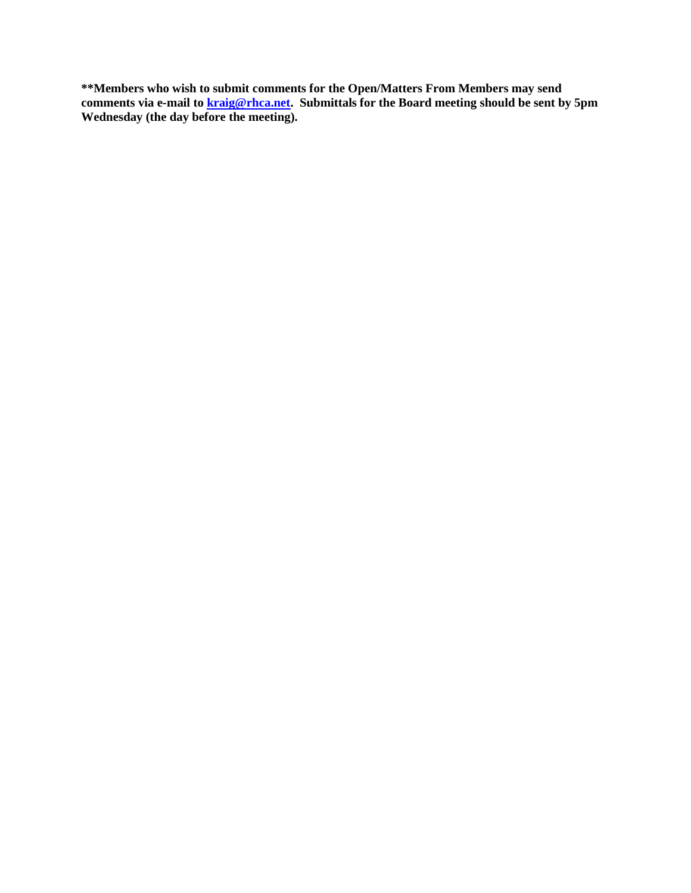**\*\*Members who wish to submit comments for the Open/Matters From Members may send comments via e-mail to [kraig@rhca.net](mailto:kraig@rhca.net). Submittals for the Board meeting should be sent by 5pm Wednesday (the day before the meeting).**